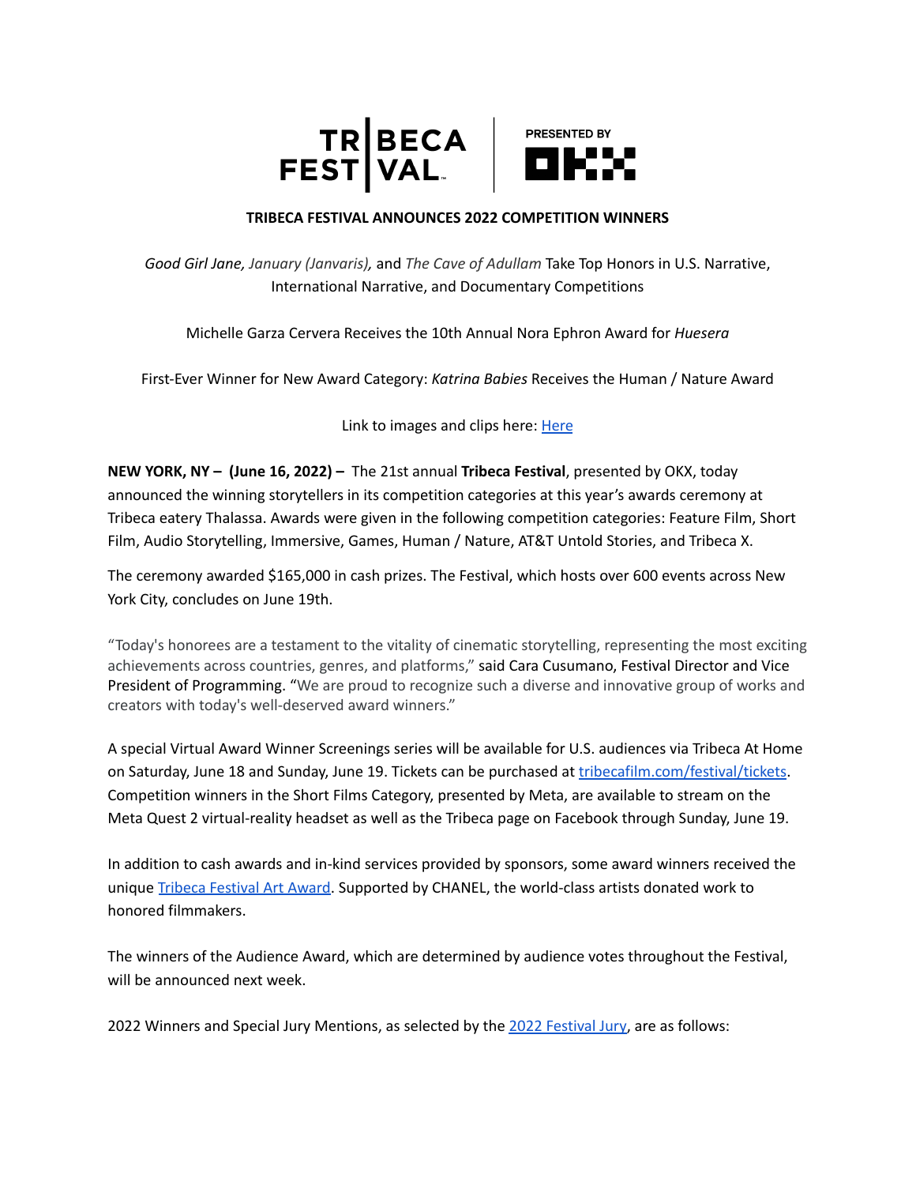TRIBECA FESTIVAL | PRESENTED BY OKX

# TRIBECA FESTIVAL ANNOUNCES 2022 COMPETITION WINNERS

*Good Girl Jane*, *January (Janvaris)*, and *The Cave of Adullam* Take Top Honors in U.S. Narrative, International Narrative, and Documentary Competitions

Michelle Garza Cervera Receives the 10th Annual Nora Ephron Award for *Huesera*

First-Ever Winner for New Award Category: *Katrina Babies* Receives the Human / Nature Award

Link to images and clips here: [Here]

**NEW YORK, NY – (June 16, 2022) –** The 21st annual **Tribeca Festival**, presented by OKX, today announced the winning storytellers in its competition categories at this year's awards ceremony at Tribeca eatery Thalassa. Awards were given in the following competition categories: Feature Film, Short Film, Audio Storytelling, Immersive, Games, Human / Nature, AT&T Untold Stories, and Tribeca X.

The ceremony awarded $165,000 in cash prizes. The Festival, which hosts over 600 events across New York City, concludes on June 19th.

"Today's honorees are a testament to the vitality of cinematic storytelling, representing the most exciting achievements across countries, genres, and platforms," said Cara Cusumano, Festival Director and Vice President of Programming. "We are proud to recognize such a diverse and innovative group of works and creators with today's well-deserved award winners."

A special Virtual Award Winner Screenings series will be available for U.S. audiences via Tribeca At Home on Saturday, June 18 and Sunday, June 19. Tickets can be purchased at tribecafilm.com/festival/tickets. Competition winners in the Short Films Category, presented by Meta, are available to stream on the Meta Quest 2 virtual-reality headset as well as the Tribeca page on Facebook through Sunday, June 19.

In addition to cash awards and in-kind services provided by sponsors, some award winners received the unique Tribeca Festival Art Award. Supported by CHANEL, the world-class artists donated work to honored filmmakers.

The winners of the Audience Award, which are determined by audience votes throughout the Festival, will be announced next week.

2022 Winners and Special Jury Mentions, as selected by the 2022 Festival Jury, are as follows: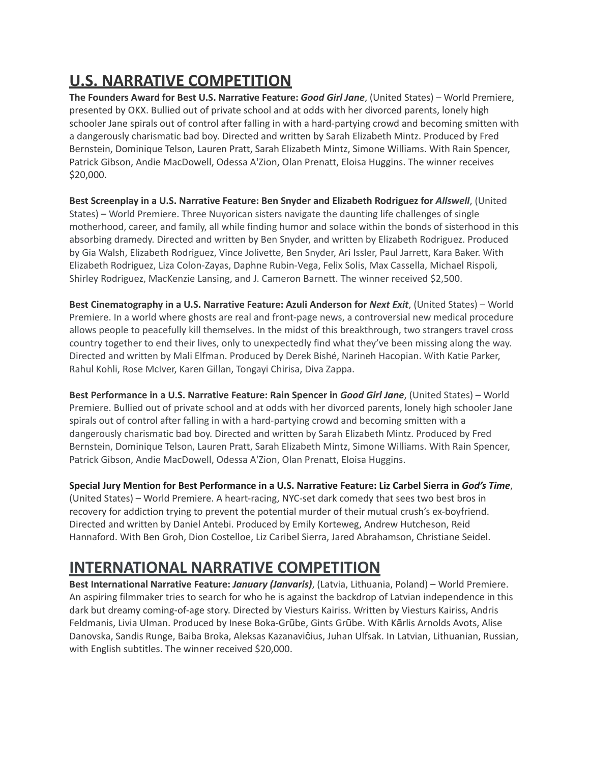## U.S. NARRATIVE COMPETITION

**The Founders Award for Best U.S. Narrative Feature: *Good Girl Jane***, (United States) – World Premiere, presented by OKX. Bullied out of private school and at odds with her divorced parents, lonely high schooler Jane spirals out of control after falling in with a hard-partying crowd and becoming smitten with a dangerously charismatic bad boy. Directed and written by Sarah Elizabeth Mintz. Produced by Fred Bernstein, Dominique Telson, Lauren Pratt, Sarah Elizabeth Mintz, Simone Williams. With Rain Spencer, Patrick Gibson, Andie MacDowell, Odessa A'Zion, Olan Prenatt, Eloisa Huggins. The winner receives $20,000.

**Best Screenplay in a U.S. Narrative Feature: Ben Snyder and Elizabeth Rodriguez for *Allswell***, (United States) – World Premiere. Three Nuyorican sisters navigate the daunting life challenges of single motherhood, career, and family, all while finding humor and solace within the bonds of sisterhood in this absorbing dramedy. Directed and written by Ben Snyder, and written by Elizabeth Rodriguez. Produced by Gia Walsh, Elizabeth Rodriguez, Vince Jolivette, Ben Snyder, Ari Issler, Paul Jarrett, Kara Baker. With Elizabeth Rodriguez, Liza Colon-Zayas, Daphne Rubin-Vega, Felix Solis, Max Cassella, Michael Rispoli, Shirley Rodriguez, MacKenzie Lansing, and J. Cameron Barnett. The winner received $2,500.

**Best Cinematography in a U.S. Narrative Feature: Azuli Anderson for *Next Exit***, (United States) – World Premiere. In a world where ghosts are real and front-page news, a controversial new medical procedure allows people to peacefully kill themselves. In the midst of this breakthrough, two strangers travel cross country together to end their lives, only to unexpectedly find what they've been missing along the way. Directed and written by Mali Elfman. Produced by Derek Bishé, Narineh Hacopian. With Katie Parker, Rahul Kohli, Rose McIver, Karen Gillan, Tongayi Chirisa, Diva Zappa.

**Best Performance in a U.S. Narrative Feature: Rain Spencer in *Good Girl Jane***, (United States) – World Premiere. Bullied out of private school and at odds with her divorced parents, lonely high schooler Jane spirals out of control after falling in with a hard-partying crowd and becoming smitten with a dangerously charismatic bad boy. Directed and written by Sarah Elizabeth Mintz. Produced by Fred Bernstein, Dominique Telson, Lauren Pratt, Sarah Elizabeth Mintz, Simone Williams. With Rain Spencer, Patrick Gibson, Andie MacDowell, Odessa A'Zion, Olan Prenatt, Eloisa Huggins.

**Special Jury Mention for Best Performance in a U.S. Narrative Feature: Liz Carbel Sierra in *God's Time***, (United States) – World Premiere. A heart-racing, NYC-set dark comedy that sees two best bros in recovery for addiction trying to prevent the potential murder of their mutual crush's ex-boyfriend. Directed and written by Daniel Antebi. Produced by Emily Korteweg, Andrew Hutcheson, Reid Hannaford. With Ben Groh, Dion Costelloe, Liz Caribel Sierra, Jared Abrahamson, Christiane Seidel.

## INTERNATIONAL NARRATIVE COMPETITION

**Best International Narrative Feature: *January (Janvaris)***, (Latvia, Lithuania, Poland) – World Premiere. An aspiring filmmaker tries to search for who he is against the backdrop of Latvian independence in this dark but dreamy coming-of-age story. Directed by Viesturs Kairiss. Written by Viesturs Kairiss, Andris Feldmanis, Livia Ulman. Produced by Inese Boka-Grūbe, Gints Grūbe. With Kārlis Arnolds Avots, Alise Danovska, Sandis Runge, Baiba Broka, Aleksas Kazanavičius, Juhan Ulfsak. In Latvian, Lithuanian, Russian, with English subtitles. The winner received $20,000.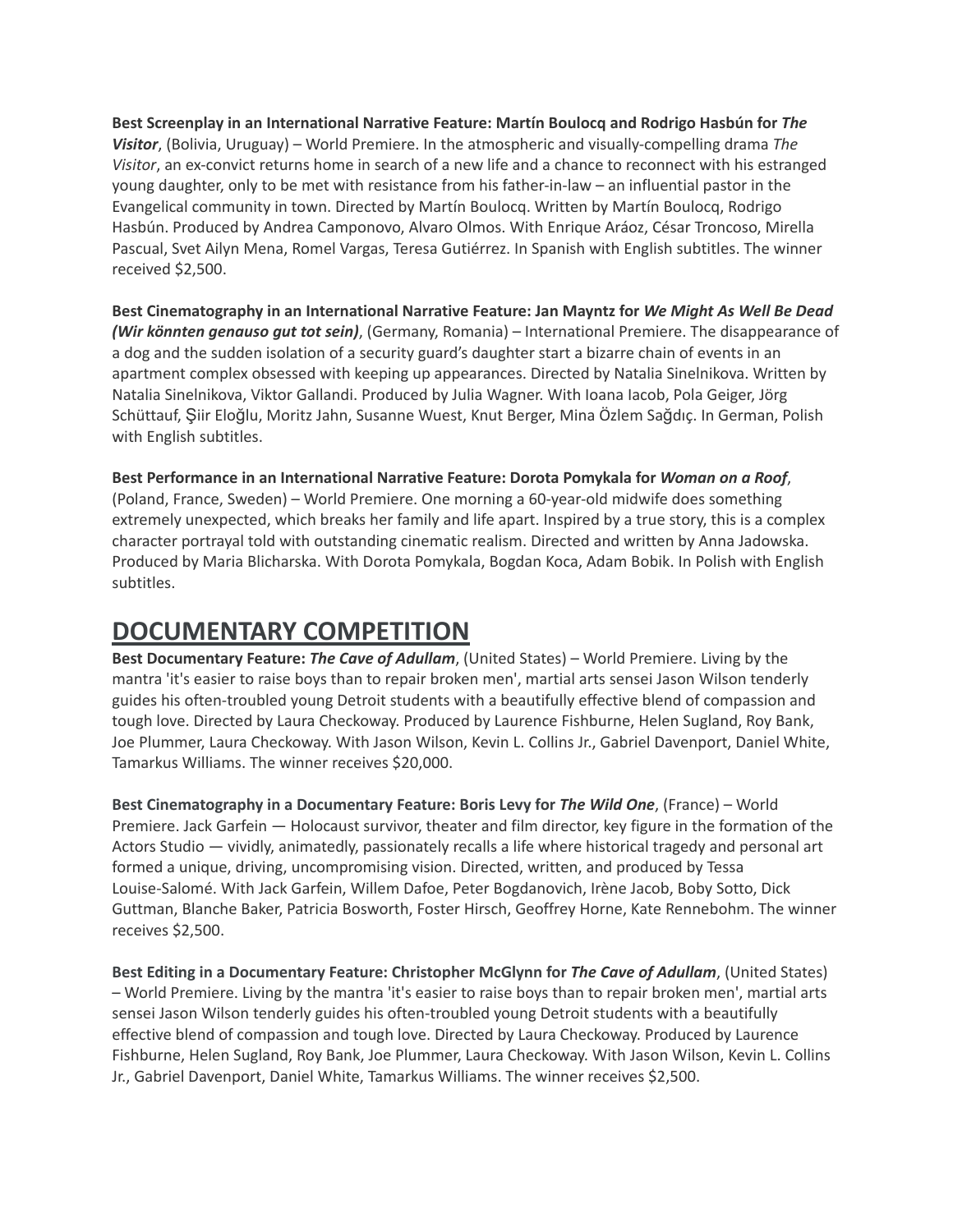**Best Screenplay in an International Narrative Feature: Martín Boulocq and Rodrigo Hasbún for *The Visitor***, (Bolivia, Uruguay) – World Premiere. In the atmospheric and visually-compelling drama *The Visitor*, an ex-convict returns home in search of a new life and a chance to reconnect with his estranged young daughter, only to be met with resistance from his father-in-law – an influential pastor in the Evangelical community in town. Directed by Martín Boulocq. Written by Martín Boulocq, Rodrigo Hasbún. Produced by Andrea Camponovo, Alvaro Olmos. With Enrique Aráoz, César Troncoso, Mirella Pascual, Svet Ailyn Mena, Romel Vargas, Teresa Gutiérrez. In Spanish with English subtitles. The winner received $2,500.

**Best Cinematography in an International Narrative Feature: Jan Mayntz for *We Might As Well Be Dead (Wir könnten genauso gut tot sein)***, (Germany, Romania) – International Premiere. The disappearance of a dog and the sudden isolation of a security guard's daughter start a bizarre chain of events in an apartment complex obsessed with keeping up appearances. Directed by Natalia Sinelnikova. Written by Natalia Sinelnikova, Viktor Gallandi. Produced by Julia Wagner. With Ioana Iacob, Pola Geiger, Jörg Schüttauf, Şiir Eloğlu, Moritz Jahn, Susanne Wuest, Knut Berger, Mina Özlem Sağdıç. In German, Polish with English subtitles.

**Best Performance in an International Narrative Feature: Dorota Pomykala for *Woman on a Roof***, (Poland, France, Sweden) – World Premiere. One morning a 60-year-old midwife does something extremely unexpected, which breaks her family and life apart. Inspired by a true story, this is a complex character portrayal told with outstanding cinematic realism. Directed and written by Anna Jadowska. Produced by Maria Blicharska. With Dorota Pomykala, Bogdan Koca, Adam Bobik. In Polish with English subtitles.

## DOCUMENTARY COMPETITION

**Best Documentary Feature: *The Cave of Adullam***, (United States) – World Premiere. Living by the mantra 'it's easier to raise boys than to repair broken men', martial arts sensei Jason Wilson tenderly guides his often-troubled young Detroit students with a beautifully effective blend of compassion and tough love. Directed by Laura Checkoway. Produced by Laurence Fishburne, Helen Sugland, Roy Bank, Joe Plummer, Laura Checkoway. With Jason Wilson, Kevin L. Collins Jr., Gabriel Davenport, Daniel White, Tamarkus Williams. The winner receives $20,000.

**Best Cinematography in a Documentary Feature: Boris Levy for *The Wild One***, (France) – World Premiere. Jack Garfein — Holocaust survivor, theater and film director, key figure in the formation of the Actors Studio — vividly, animatedly, passionately recalls a life where historical tragedy and personal art formed a unique, driving, uncompromising vision. Directed, written, and produced by Tessa Louise-Salomé. With Jack Garfein, Willem Dafoe, Peter Bogdanovich, Irène Jacob, Boby Sotto, Dick Guttman, Blanche Baker, Patricia Bosworth, Foster Hirsch, Geoffrey Horne, Kate Rennebohm. The winner receives $2,500.

**Best Editing in a Documentary Feature: Christopher McGlynn for *The Cave of Adullam***, (United States) – World Premiere. Living by the mantra 'it's easier to raise boys than to repair broken men', martial arts sensei Jason Wilson tenderly guides his often-troubled young Detroit students with a beautifully effective blend of compassion and tough love. Directed by Laura Checkoway. Produced by Laurence Fishburne, Helen Sugland, Roy Bank, Joe Plummer, Laura Checkoway. With Jason Wilson, Kevin L. Collins Jr., Gabriel Davenport, Daniel White, Tamarkus Williams. The winner receives $2,500.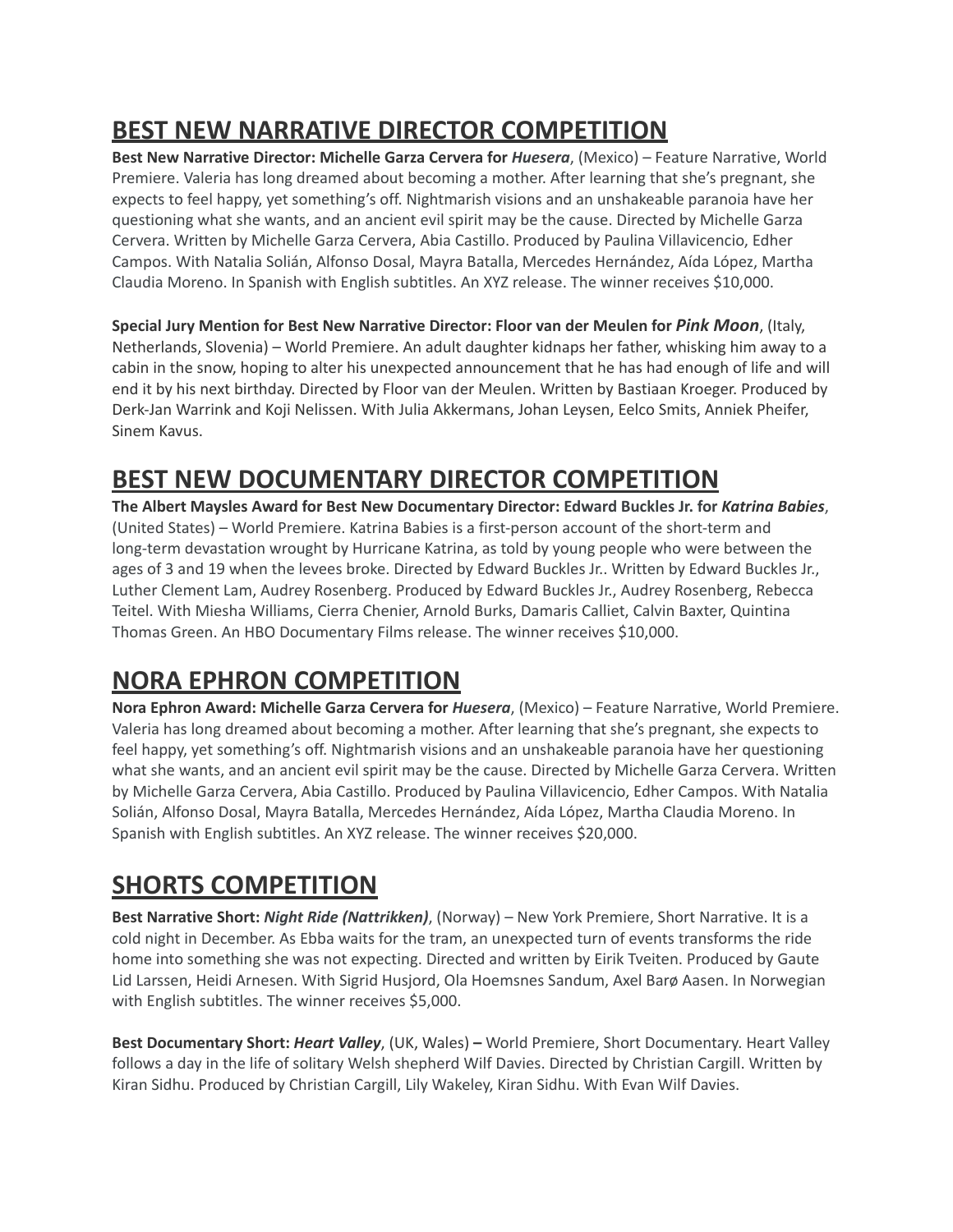## BEST NEW NARRATIVE DIRECTOR COMPETITION

**Best New Narrative Director: Michelle Garza Cervera for *Huesera***, (Mexico) – Feature Narrative, World Premiere. Valeria has long dreamed about becoming a mother. After learning that she's pregnant, she expects to feel happy, yet something's off. Nightmarish visions and an unshakeable paranoia have her questioning what she wants, and an ancient evil spirit may be the cause. Directed by Michelle Garza Cervera. Written by Michelle Garza Cervera, Abia Castillo. Produced by Paulina Villavicencio, Edher Campos. With Natalia Solián, Alfonso Dosal, Mayra Batalla, Mercedes Hernández, Aída López, Martha Claudia Moreno. In Spanish with English subtitles. An XYZ release. The winner receives $10,000.

**Special Jury Mention for Best New Narrative Director: Floor van der Meulen for *Pink Moon***, (Italy, Netherlands, Slovenia) – World Premiere. An adult daughter kidnaps her father, whisking him away to a cabin in the snow, hoping to alter his unexpected announcement that he has had enough of life and will end it by his next birthday. Directed by Floor van der Meulen. Written by Bastiaan Kroeger. Produced by Derk-Jan Warrink and Koji Nelissen. With Julia Akkermans, Johan Leysen, Eelco Smits, Anniek Pheifer, Sinem Kavus.

## BEST NEW DOCUMENTARY DIRECTOR COMPETITION

**The Albert Maysles Award for Best New Documentary Director: Edward Buckles Jr. for *Katrina Babies***, (United States) – World Premiere. Katrina Babies is a first-person account of the short-term and long-term devastation wrought by Hurricane Katrina, as told by young people who were between the ages of 3 and 19 when the levees broke. Directed by Edward Buckles Jr.. Written by Edward Buckles Jr., Luther Clement Lam, Audrey Rosenberg. Produced by Edward Buckles Jr., Audrey Rosenberg, Rebecca Teitel. With Miesha Williams, Cierra Chenier, Arnold Burks, Damaris Calliet, Calvin Baxter, Quintina Thomas Green. An HBO Documentary Films release. The winner receives $10,000.

## NORA EPHRON COMPETITION

**Nora Ephron Award: Michelle Garza Cervera for *Huesera***, (Mexico) – Feature Narrative, World Premiere. Valeria has long dreamed about becoming a mother. After learning that she's pregnant, she expects to feel happy, yet something's off. Nightmarish visions and an unshakeable paranoia have her questioning what she wants, and an ancient evil spirit may be the cause. Directed by Michelle Garza Cervera. Written by Michelle Garza Cervera, Abia Castillo. Produced by Paulina Villavicencio, Edher Campos. With Natalia Solián, Alfonso Dosal, Mayra Batalla, Mercedes Hernández, Aída López, Martha Claudia Moreno. In Spanish with English subtitles. An XYZ release. The winner receives $20,000.

## SHORTS COMPETITION

**Best Narrative Short: *Night Ride (Nattrikken)***, (Norway) – New York Premiere, Short Narrative. It is a cold night in December. As Ebba waits for the tram, an unexpected turn of events transforms the ride home into something she was not expecting. Directed and written by Eirik Tveiten. Produced by Gaute Lid Larssen, Heidi Arnesen. With Sigrid Husjord, Ola Hoemsnes Sandum, Axel Barø Aasen. In Norwegian with English subtitles. The winner receives $5,000.

**Best Documentary Short: *Heart Valley***, (UK, Wales) **–** World Premiere, Short Documentary. Heart Valley follows a day in the life of solitary Welsh shepherd Wilf Davies. Directed by Christian Cargill. Written by Kiran Sidhu. Produced by Christian Cargill, Lily Wakeley, Kiran Sidhu. With Evan Wilf Davies.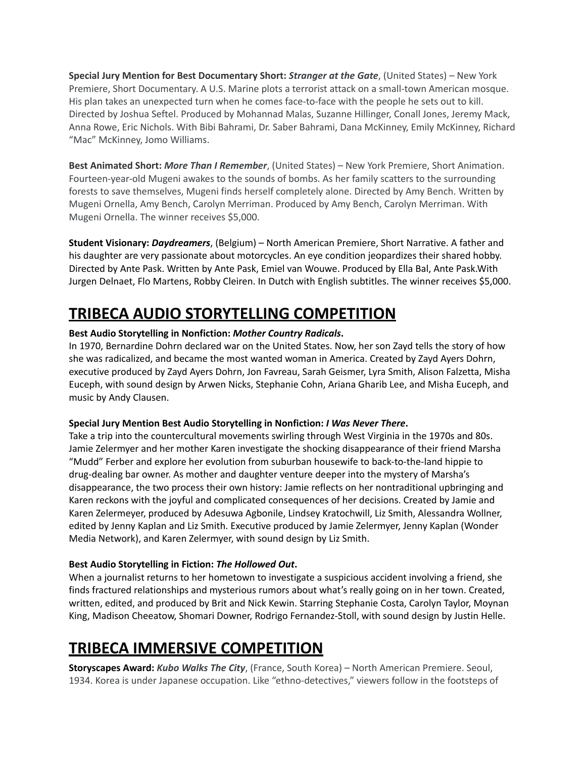**Special Jury Mention for Best Documentary Short:** ***Stranger at the Gate***, (United States) – New York Premiere, Short Documentary. A U.S. Marine plots a terrorist attack on a small-town American mosque. His plan takes an unexpected turn when he comes face-to-face with the people he sets out to kill. Directed by Joshua Seftel. Produced by Mohannad Malas, Suzanne Hillinger, Conall Jones, Jeremy Mack, Anna Rowe, Eric Nichols. With Bibi Bahrami, Dr. Saber Bahrami, Dana McKinney, Emily McKinney, Richard "Mac" McKinney, Jomo Williams.

**Best Animated Short:** ***More Than I Remember***, (United States) – New York Premiere, Short Animation. Fourteen-year-old Mugeni awakes to the sounds of bombs. As her family scatters to the surrounding forests to save themselves, Mugeni finds herself completely alone. Directed by Amy Bench. Written by Mugeni Ornella, Amy Bench, Carolyn Merriman. Produced by Amy Bench, Carolyn Merriman. With Mugeni Ornella. The winner receives $5,000.

**Student Visionary:** ***Daydreamers***, (Belgium) – North American Premiere, Short Narrative. A father and his daughter are very passionate about motorcycles. An eye condition jeopardizes their shared hobby. Directed by Ante Pask. Written by Ante Pask, Emiel van Wouwe. Produced by Ella Bal, Ante Pask.With Jurgen Delnaet, Flo Martens, Robby Cleiren. In Dutch with English subtitles. The winner receives $5,000.

# TRIBECA AUDIO STORYTELLING COMPETITION

**Best Audio Storytelling in Nonfiction:** ***Mother Country Radicals*****.**
In 1970, Bernardine Dohrn declared war on the United States. Now, her son Zayd tells the story of how she was radicalized, and became the most wanted woman in America. Created by Zayd Ayers Dohrn, executive produced by Zayd Ayers Dohrn, Jon Favreau, Sarah Geismer, Lyra Smith, Alison Falzetta, Misha Euceph, with sound design by Arwen Nicks, Stephanie Cohn, Ariana Gharib Lee, and Misha Euceph, and music by Andy Clausen.

**Special Jury Mention Best Audio Storytelling in Nonfiction:** ***I Was Never There*****.**
Take a trip into the countercultural movements swirling through West Virginia in the 1970s and 80s. Jamie Zelermyer and her mother Karen investigate the shocking disappearance of their friend Marsha "Mudd" Ferber and explore her evolution from suburban housewife to back-to-the-land hippie to drug-dealing bar owner. As mother and daughter venture deeper into the mystery of Marsha's disappearance, the two process their own history: Jamie reflects on her nontraditional upbringing and Karen reckons with the joyful and complicated consequences of her decisions. Created by Jamie and Karen Zelermeyer, produced by Adesuwa Agbonile, Lindsey Kratochwill, Liz Smith, Alessandra Wollner, edited by Jenny Kaplan and Liz Smith. Executive produced by Jamie Zelermyer, Jenny Kaplan (Wonder Media Network), and Karen Zelermyer, with sound design by Liz Smith.

**Best Audio Storytelling in Fiction:** ***The Hollowed Out*****.**
When a journalist returns to her hometown to investigate a suspicious accident involving a friend, she finds fractured relationships and mysterious rumors about what's really going on in her town. Created, written, edited, and produced by Brit and Nick Kewin. Starring Stephanie Costa, Carolyn Taylor, Moynan King, Madison Cheeatow, Shomari Downer, Rodrigo Fernandez-Stoll, with sound design by Justin Helle.

# TRIBECA IMMERSIVE COMPETITION

**Storyscapes Award:** ***Kubo Walks The City***, (France, South Korea) – North American Premiere. Seoul, 1934. Korea is under Japanese occupation. Like "ethno-detectives," viewers follow in the footsteps of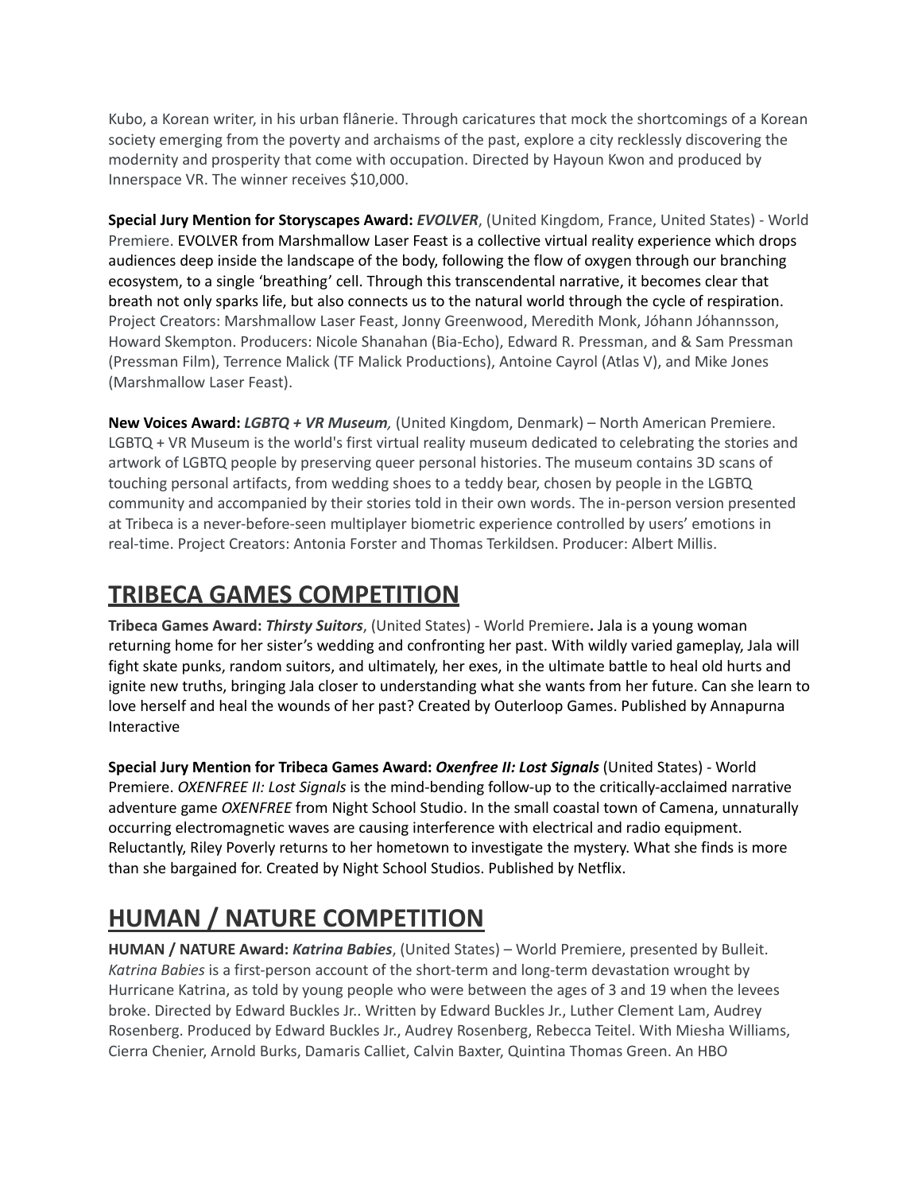Kubo, a Korean writer, in his urban flânerie. Through caricatures that mock the shortcomings of a Korean society emerging from the poverty and archaisms of the past, explore a city recklessly discovering the modernity and prosperity that come with occupation. Directed by Hayoun Kwon and produced by Innerspace VR. The winner receives $10,000.

**Special Jury Mention for Storyscapes Award:** ***EVOLVER***, (United Kingdom, France, United States) - World Premiere. EVOLVER from Marshmallow Laser Feast is a collective virtual reality experience which drops audiences deep inside the landscape of the body, following the flow of oxygen through our branching ecosystem, to a single 'breathing' cell. Through this transcendental narrative, it becomes clear that breath not only sparks life, but also connects us to the natural world through the cycle of respiration. Project Creators: Marshmallow Laser Feast, Jonny Greenwood, Meredith Monk, Jóhann Jóhannsson, Howard Skempton. Producers: Nicole Shanahan (Bia-Echo), Edward R. Pressman, and & Sam Pressman (Pressman Film), Terrence Malick (TF Malick Productions), Antoine Cayrol (Atlas V), and Mike Jones (Marshmallow Laser Feast).

**New Voices Award:** ***LGBTQ + VR Museum,*** (United Kingdom, Denmark) – North American Premiere. LGBTQ + VR Museum is the world's first virtual reality museum dedicated to celebrating the stories and artwork of LGBTQ people by preserving queer personal histories. The museum contains 3D scans of touching personal artifacts, from wedding shoes to a teddy bear, chosen by people in the LGBTQ community and accompanied by their stories told in their own words. The in-person version presented at Tribeca is a never-before-seen multiplayer biometric experience controlled by users' emotions in real-time. Project Creators: Antonia Forster and Thomas Terkildsen. Producer: Albert Millis.

# TRIBECA GAMES COMPETITION

**Tribeca Games Award:** ***Thirsty Suitors***, (United States) - World Premiere**.** Jala is a young woman returning home for her sister's wedding and confronting her past. With wildly varied gameplay, Jala will fight skate punks, random suitors, and ultimately, her exes, in the ultimate battle to heal old hurts and ignite new truths, bringing Jala closer to understanding what she wants from her future. Can she learn to love herself and heal the wounds of her past? Created by Outerloop Games. Published by Annapurna Interactive

**Special Jury Mention for Tribeca Games Award:** ***Oxenfree II: Lost Signals*** (United States) - World Premiere. *OXENFREE II: Lost Signals* is the mind-bending follow-up to the critically-acclaimed narrative adventure game *OXENFREE* from Night School Studio. In the small coastal town of Camena, unnaturally occurring electromagnetic waves are causing interference with electrical and radio equipment. Reluctantly, Riley Poverly returns to her hometown to investigate the mystery. What she finds is more than she bargained for. Created by Night School Studios. Published by Netflix.

# HUMAN / NATURE COMPETITION

**HUMAN / NATURE Award:** ***Katrina Babies***, (United States) – World Premiere, presented by Bulleit. *Katrina Babies* is a first-person account of the short-term and long-term devastation wrought by Hurricane Katrina, as told by young people who were between the ages of 3 and 19 when the levees broke. Directed by Edward Buckles Jr.. Written by Edward Buckles Jr., Luther Clement Lam, Audrey Rosenberg. Produced by Edward Buckles Jr., Audrey Rosenberg, Rebecca Teitel. With Miesha Williams, Cierra Chenier, Arnold Burks, Damaris Calliet, Calvin Baxter, Quintina Thomas Green. An HBO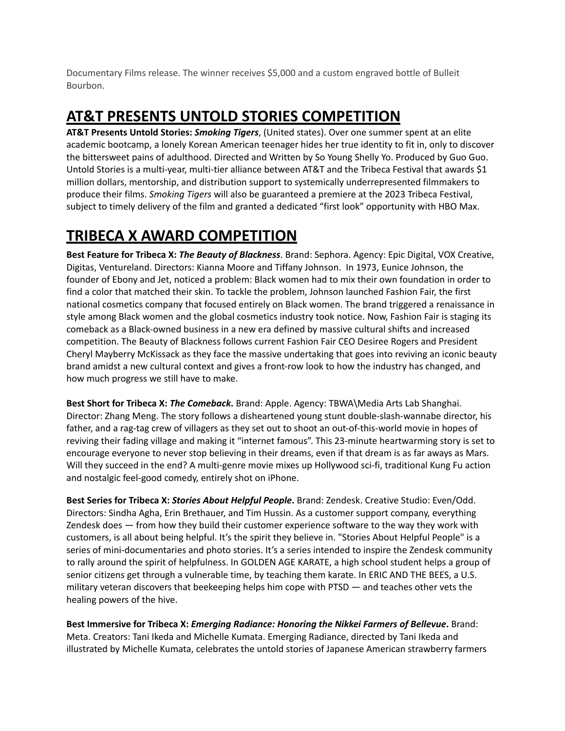Documentary Films release. The winner receives $5,000 and a custom engraved bottle of Bulleit Bourbon.

## AT&T PRESENTS UNTOLD STORIES COMPETITION

**AT&T Presents Untold Stories: *Smoking Tigers***, (United states). Over one summer spent at an elite academic bootcamp, a lonely Korean American teenager hides her true identity to fit in, only to discover the bittersweet pains of adulthood. Directed and Written by So Young Shelly Yo. Produced by Guo Guo. Untold Stories is a multi-year, multi-tier alliance between AT&T and the Tribeca Festival that awards $1 million dollars, mentorship, and distribution support to systemically underrepresented filmmakers to produce their films. *Smoking Tigers* will also be guaranteed a premiere at the 2023 Tribeca Festival, subject to timely delivery of the film and granted a dedicated "first look" opportunity with HBO Max.

## TRIBECA X AWARD COMPETITION

**Best Feature for Tribeca X: *The Beauty of Blackness***. Brand: Sephora. Agency: Epic Digital, VOX Creative, Digitas, Ventureland. Directors: Kianna Moore and Tiffany Johnson. In 1973, Eunice Johnson, the founder of Ebony and Jet, noticed a problem: Black women had to mix their own foundation in order to find a color that matched their skin. To tackle the problem, Johnson launched Fashion Fair, the first national cosmetics company that focused entirely on Black women. The brand triggered a renaissance in style among Black women and the global cosmetics industry took notice. Now, Fashion Fair is staging its comeback as a Black-owned business in a new era defined by massive cultural shifts and increased competition. The Beauty of Blackness follows current Fashion Fair CEO Desiree Rogers and President Cheryl Mayberry McKissack as they face the massive undertaking that goes into reviving an iconic beauty brand amidst a new cultural context and gives a front-row look to how the industry has changed, and how much progress we still have to make.

**Best Short for Tribeca X: *The Comeback*.** Brand: Apple. Agency: TBWA\Media Arts Lab Shanghai. Director: Zhang Meng. The story follows a disheartened young stunt double-slash-wannabe director, his father, and a rag-tag crew of villagers as they set out to shoot an out-of-this-world movie in hopes of reviving their fading village and making it "internet famous". This 23-minute heartwarming story is set to encourage everyone to never stop believing in their dreams, even if that dream is as far aways as Mars. Will they succeed in the end? A multi-genre movie mixes up Hollywood sci-fi, traditional Kung Fu action and nostalgic feel-good comedy, entirely shot on iPhone.

**Best Series for Tribeca X: *Stories About Helpful People*.** Brand: Zendesk. Creative Studio: Even/Odd. Directors: Sindha Agha, Erin Brethauer, and Tim Hussin. As a customer support company, everything Zendesk does — from how they build their customer experience software to the way they work with customers, is all about being helpful. It's the spirit they believe in. "Stories About Helpful People" is a series of mini-documentaries and photo stories. It's a series intended to inspire the Zendesk community to rally around the spirit of helpfulness. In GOLDEN AGE KARATE, a high school student helps a group of senior citizens get through a vulnerable time, by teaching them karate. In ERIC AND THE BEES, a U.S. military veteran discovers that beekeeping helps him cope with PTSD — and teaches other vets the healing powers of the hive.

**Best Immersive for Tribeca X: *Emerging Radiance: Honoring the Nikkei Farmers of Bellevue*.** Brand: Meta. Creators: Tani Ikeda and Michelle Kumata. Emerging Radiance, directed by Tani Ikeda and illustrated by Michelle Kumata, celebrates the untold stories of Japanese American strawberry farmers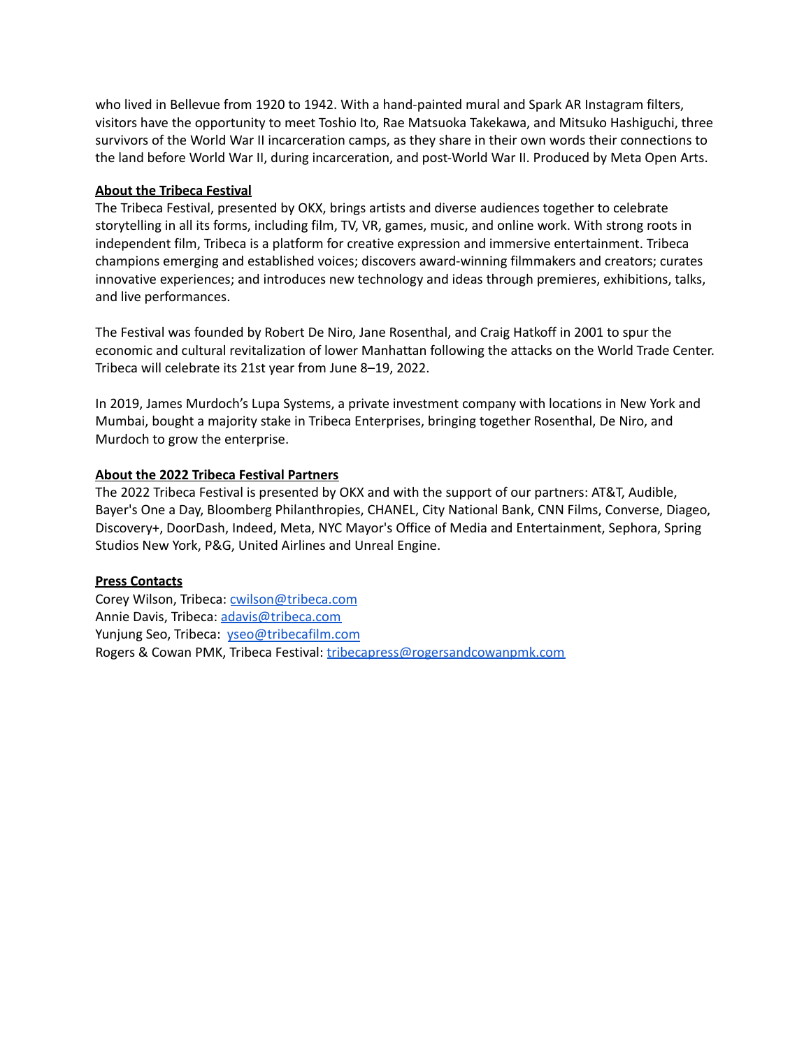who lived in Bellevue from 1920 to 1942. With a hand-painted mural and Spark AR Instagram filters, visitors have the opportunity to meet Toshio Ito, Rae Matsuoka Takekawa, and Mitsuko Hashiguchi, three survivors of the World War II incarceration camps, as they share in their own words their connections to the land before World War II, during incarceration, and post-World War II. Produced by Meta Open Arts.

**About the Tribeca Festival**

The Tribeca Festival, presented by OKX, brings artists and diverse audiences together to celebrate storytelling in all its forms, including film, TV, VR, games, music, and online work. With strong roots in independent film, Tribeca is a platform for creative expression and immersive entertainment. Tribeca champions emerging and established voices; discovers award-winning filmmakers and creators; curates innovative experiences; and introduces new technology and ideas through premieres, exhibitions, talks, and live performances.

The Festival was founded by Robert De Niro, Jane Rosenthal, and Craig Hatkoff in 2001 to spur the economic and cultural revitalization of lower Manhattan following the attacks on the World Trade Center. Tribeca will celebrate its 21st year from June 8–19, 2022.

In 2019, James Murdoch's Lupa Systems, a private investment company with locations in New York and Mumbai, bought a majority stake in Tribeca Enterprises, bringing together Rosenthal, De Niro, and Murdoch to grow the enterprise.

**About the 2022 Tribeca Festival Partners**

The 2022 Tribeca Festival is presented by OKX and with the support of our partners: AT&T, Audible, Bayer's One a Day, Bloomberg Philanthropies, CHANEL, City National Bank, CNN Films, Converse, Diageo, Discovery+, DoorDash, Indeed, Meta, NYC Mayor's Office of Media and Entertainment, Sephora, Spring Studios New York, P&G, United Airlines and Unreal Engine.

**Press Contacts**

Corey Wilson, Tribeca: cwilson@tribeca.com
Annie Davis, Tribeca: adavis@tribeca.com
Yunjung Seo, Tribeca: yseo@tribecafilm.com
Rogers & Cowan PMK, Tribeca Festival: tribecapress@rogersandcowanpmk.com